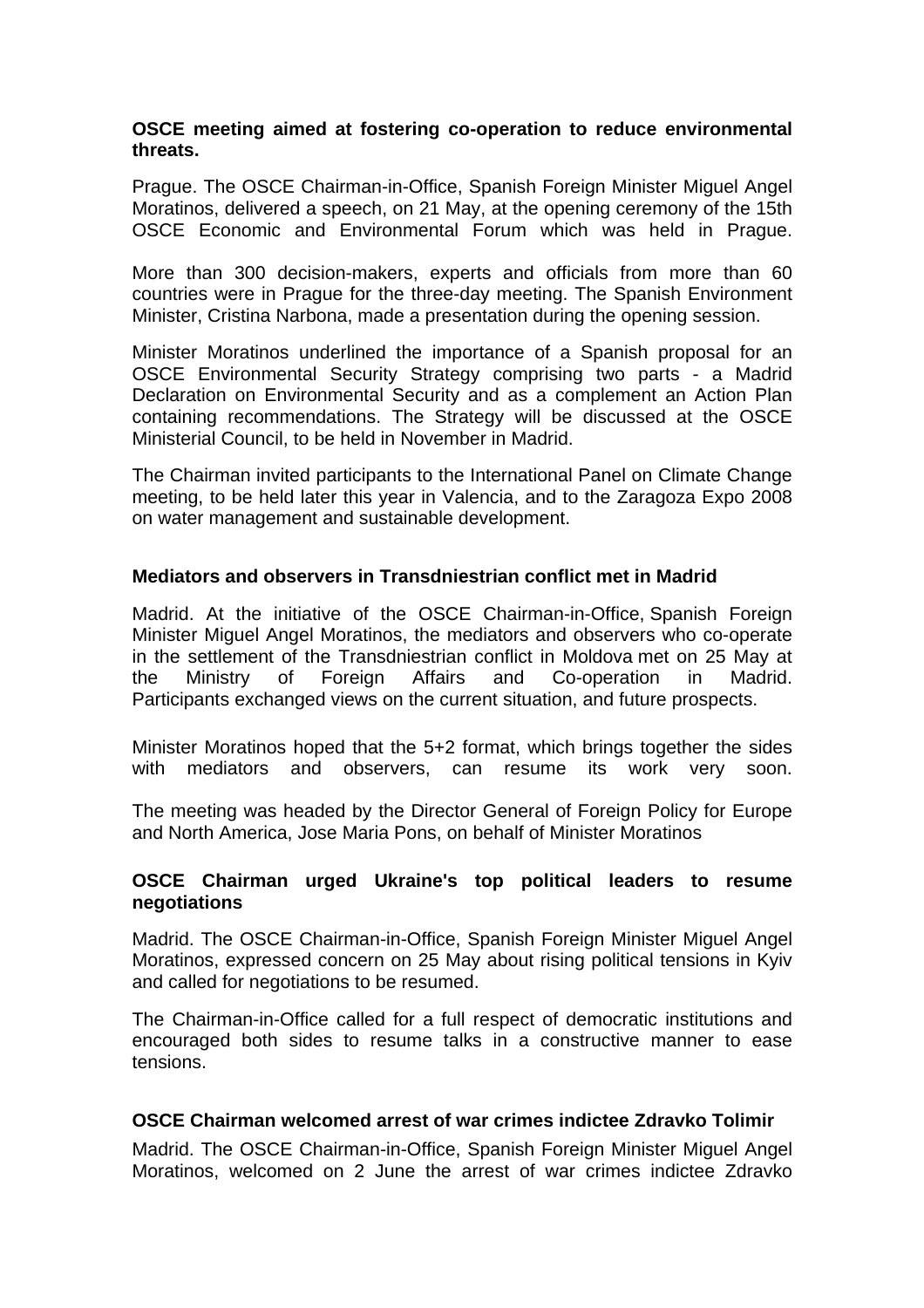**OSCE meeting aimed at fostering co-operation to reduce environmental threats.**

Prague. The OSCE Chairman-in-Office, Spanish Foreign Minister Miguel Angel Moratinos, delivered a speech, on 21 May, at the opening ceremony of the 15th OSCE Economic and Environmental Forum which was held in Prague.

More than 300 decision-makers, experts and officials from more than 60 countries were in Prague for the three-day meeting. The Spanish Environment Minister, Cristina Narbona, made a presentation during the opening session.

Minister Moratinos underlined the importance of a Spanish proposal for an OSCE Environmental Security Strategy comprising two parts - a Madrid Declaration on Environmental Security and as a complement an Action Plan containing recommendations. The Strategy will be discussed at the OSCE Ministerial Council, to be held in November in Madrid.

The Chairman invited participants to the International Panel on Climate Change meeting, to be held later this year in Valencia, and to the Zaragoza Expo 2008 on water management and sustainable development.

**Mediators and observers in Transdniestrian conflict met in Madrid**

Madrid. At the initiative of the OSCE Chairman-in-Office, Spanish Foreign Minister Miguel Angel Moratinos, the mediators and observers who co-operate in the settlement of the Transdniestrian conflict in Moldova met on 25 May at the Ministry of Foreign Affairs and Co-operation in Madrid. Participants exchanged views on the current situation, and future prospects.

Minister Moratinos hoped that the 5+2 format, which brings together the sides with mediators and observers, can resume its work very soon.

The meeting was headed by the Director General of Foreign Policy for Europe and North America, Jose Maria Pons, on behalf of Minister Moratinos

**OSCE Chairman urged Ukraine's top political leaders to resume negotiations**

Madrid. The OSCE Chairman-in-Office, Spanish Foreign Minister Miguel Angel Moratinos, expressed concern on 25 May about rising political tensions in Kyiv and called for negotiations to be resumed.

The Chairman-in-Office called for a full respect of democratic institutions and encouraged both sides to resume talks in a constructive manner to ease tensions.

**OSCE Chairman welcomed arrest of war crimes indictee Zdravko Tolimir**

Madrid. The OSCE Chairman-in-Office, Spanish Foreign Minister Miguel Angel Moratinos, welcomed on 2 June the arrest of war crimes indictee Zdravko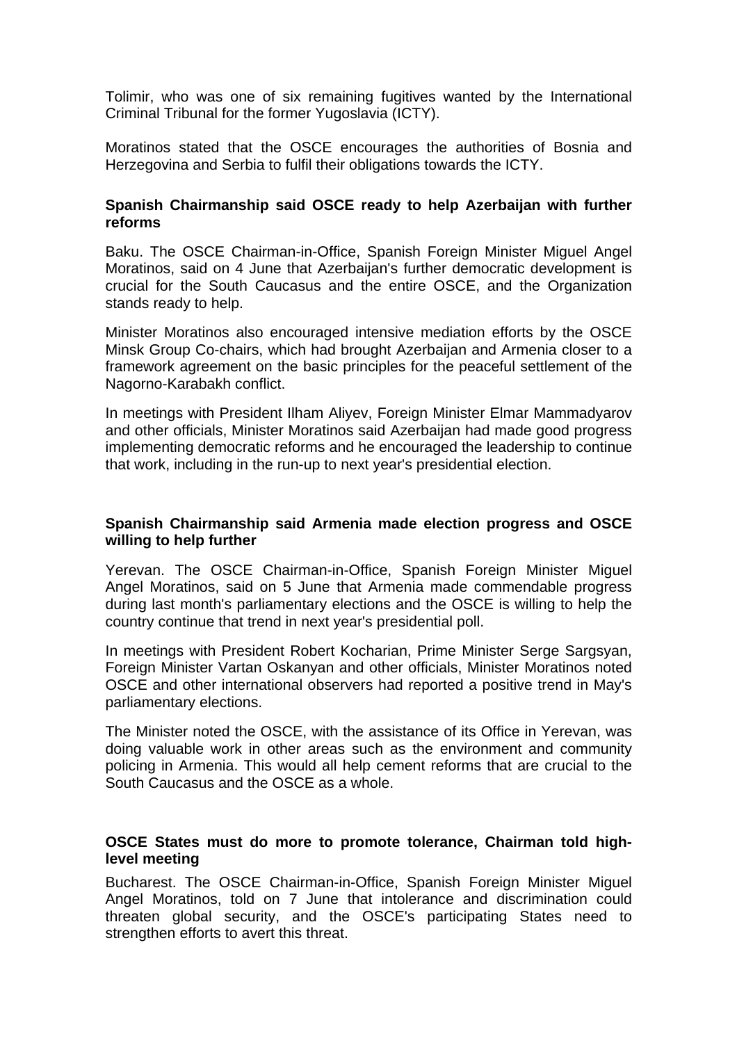Tolimir, who was one of six remaining fugitives wanted by the International Criminal Tribunal for the former Yugoslavia (ICTY).

Moratinos stated that the OSCE encourages the authorities of Bosnia and Herzegovina and Serbia to fulfil their obligations towards the ICTY.

**Spanish Chairmanship said OSCE ready to help Azerbaijan with further reforms**

Baku. The OSCE Chairman-in-Office, Spanish Foreign Minister Miguel Angel Moratinos, said on 4 June that Azerbaijan's further democratic development is crucial for the South Caucasus and the entire OSCE, and the Organization stands ready to help.

Minister Moratinos also encouraged intensive mediation efforts by the OSCE Minsk Group Co-chairs, which had brought Azerbaijan and Armenia closer to a framework agreement on the basic principles for the peaceful settlement of the Nagorno-Karabakh conflict.

In meetings with President Ilham Aliyev, Foreign Minister Elmar Mammadyarov and other officials, Minister Moratinos said Azerbaijan had made good progress implementing democratic reforms and he encouraged the leadership to continue that work, including in the run-up to next year's presidential election.

**Spanish Chairmanship said Armenia made election progress and OSCE willing to help further**

Yerevan. The OSCE Chairman-in-Office, Spanish Foreign Minister Miguel Angel Moratinos, said on 5 June that Armenia made commendable progress during last month's parliamentary elections and the OSCE is willing to help the country continue that trend in next year's presidential poll.

In meetings with President Robert Kocharian, Prime Minister Serge Sargsyan, Foreign Minister Vartan Oskanyan and other officials, Minister Moratinos noted OSCE and other international observers had reported a positive trend in May's parliamentary elections.

The Minister noted the OSCE, with the assistance of its Office in Yerevan, was doing valuable work in other areas such as the environment and community policing in Armenia. This would all help cement reforms that are crucial to the South Caucasus and the OSCE as a whole.

**OSCE States must do more to promote tolerance, Chairman told high-level meeting**

Bucharest. The OSCE Chairman-in-Office, Spanish Foreign Minister Miguel Angel Moratinos, told on 7 June that intolerance and discrimination could threaten global security, and the OSCE's participating States need to strengthen efforts to avert this threat.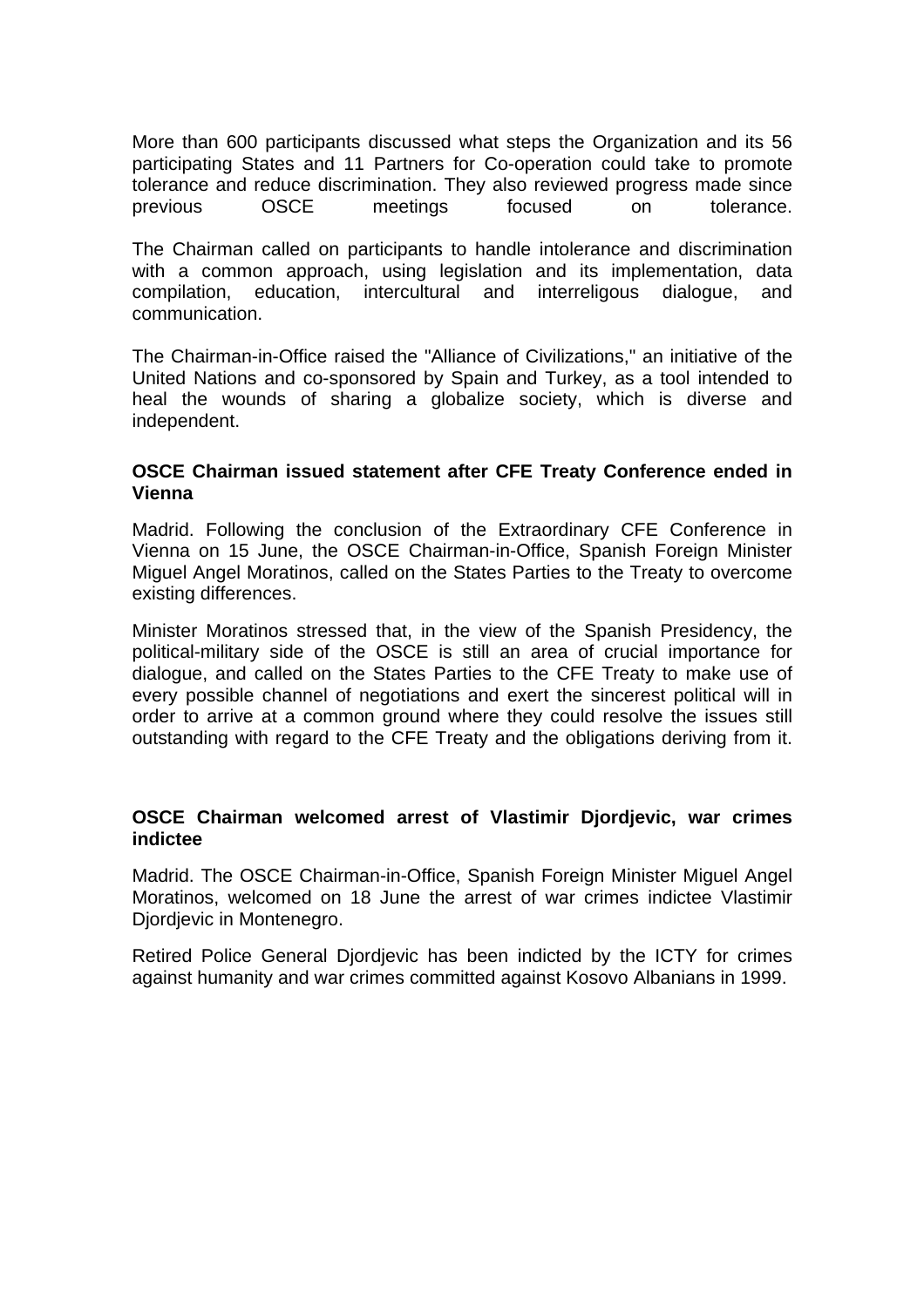More than 600 participants discussed what steps the Organization and its 56 participating States and 11 Partners for Co-operation could take to promote tolerance and reduce discrimination. They also reviewed progress made since previous OSCE meetings focused on tolerance.

The Chairman called on participants to handle intolerance and discrimination with a common approach, using legislation and its implementation, data compilation, education, intercultural and interreligous dialogue, and communication.

The Chairman-in-Office raised the "Alliance of Civilizations," an initiative of the United Nations and co-sponsored by Spain and Turkey, as a tool intended to heal the wounds of sharing a globalize society, which is diverse and independent.

**OSCE Chairman issued statement after CFE Treaty Conference ended in Vienna**

Madrid. Following the conclusion of the Extraordinary CFE Conference in Vienna on 15 June, the OSCE Chairman-in-Office, Spanish Foreign Minister Miguel Angel Moratinos, called on the States Parties to the Treaty to overcome existing differences.

Minister Moratinos stressed that, in the view of the Spanish Presidency, the political-military side of the OSCE is still an area of crucial importance for dialogue, and called on the States Parties to the CFE Treaty to make use of every possible channel of negotiations and exert the sincerest political will in order to arrive at a common ground where they could resolve the issues still outstanding with regard to the CFE Treaty and the obligations deriving from it.

**OSCE Chairman welcomed arrest of Vlastimir Djordjevic, war crimes indictee**

Madrid. The OSCE Chairman-in-Office, Spanish Foreign Minister Miguel Angel Moratinos, welcomed on 18 June the arrest of war crimes indictee Vlastimir Djordjevic in Montenegro.

Retired Police General Djordjevic has been indicted by the ICTY for crimes against humanity and war crimes committed against Kosovo Albanians in 1999.